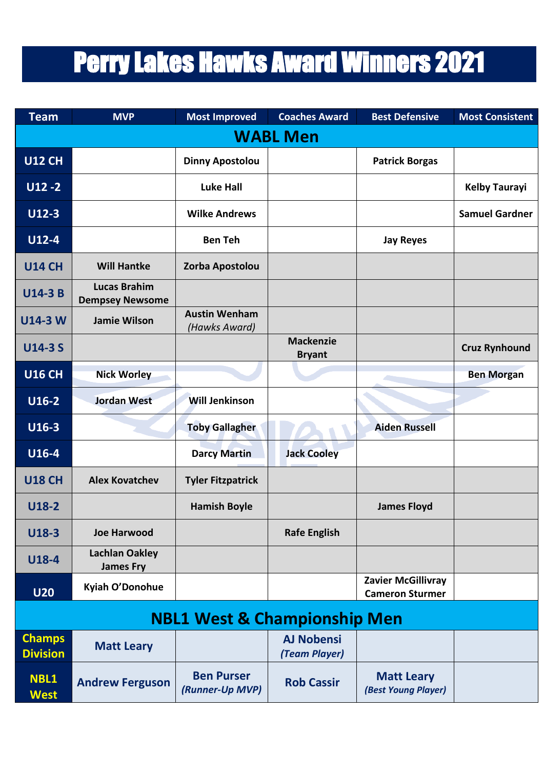# Perry Lakes Hawks Award Winners 2021

| Team | MVP | Most Improved | Coaches Award | Best Defensive | Most Consistent |
|---|---|---|---|---|---|
| **WABL Men** | | | | | |
| U12 CH | | Dinny Apostolou | | Patrick Borgas | |
| U12 -2 | | Luke Hall | | | Kelby Taurayi |
| U12-3 | | Wilke Andrews | | | Samuel Gardner |
| U12-4 | | Ben Teh | | Jay Reyes | |
| U14 CH | Will Hantke | Zorba Apostolou | | | |
| U14-3 B | Lucas Brahim<br>Dempsey Newsome | | | | |
| U14-3 W | Jamie Wilson | Austin Wenham *(Hawks Award)* | | | |
| U14-3 S | | | Mackenzie Bryant | | Cruz Rynhound |
| U16 CH | Nick Worley | | | | Ben Morgan |
| U16-2 | Jordan West | Will Jenkinson | | | |
| U16-3 | | Toby Gallagher | | Aiden Russell | |
| U16-4 | | Darcy Martin | Jack Cooley | | |
| U18 CH | Alex Kovatchev | Tyler Fitzpatrick | | | |
| U18-2 | | Hamish Boyle | | James Floyd | |
| U18-3 | Joe Harwood | | Rafe English | | |
| U18-4 | Lachlan Oakley<br>James Fry | | | | |
| U20 | Kyiah O'Donohue | | | Zavier McGillivray<br>Cameron Sturmer | |
| **NBL1 West & Championship Men** | | | | | |
| Champs Division | Matt Leary | | AJ Nobensi *(Team Player)* | | |
| NBL1 West | Andrew Ferguson | Ben Purser *(Runner-Up MVP)* | Rob Cassir | Matt Leary *(Best Young Player)* | |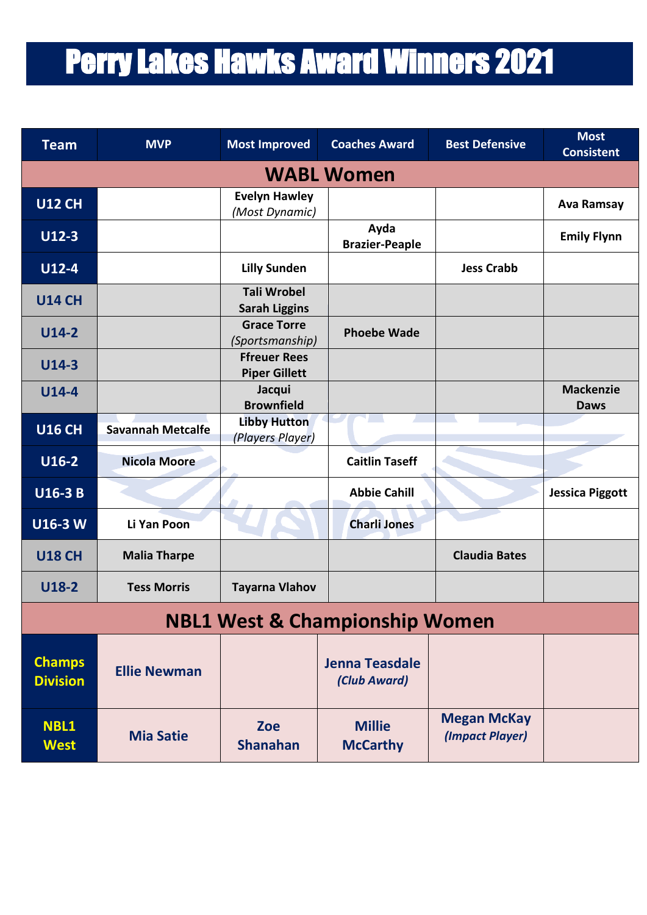# Perry Lakes Hawks Award Winners 2021

| Team | MVP | Most Improved | Coaches Award | Best Defensive | Most Consistent |
|---|---|---|---|---|---|
| **WABL Women** | | | | | |
| U12 CH | | Evelyn Hawley *(Most Dynamic)* | | | Ava Ramsay |
| U12-3 | | | Ayda Brazier-Peaple | | Emily Flynn |
| U12-4 | | Lilly Sunden | | Jess Crabb | |
| U14 CH | | Tali Wrobel Sarah Liggins | | | |
| U14-2 | | Grace Torre *(Sportsmanship)* | Phoebe Wade | | |
| U14-3 | | Ffreuer Rees Piper Gillett | | | |
| U14-4 | | Jacqui Brownfield | | | Mackenzie Daws |
| U16 CH | Savannah Metcalfe | Libby Hutton *(Players Player)* | | | |
| U16-2 | Nicola Moore | | Caitlin Taseff | | |
| U16-3 B | | | Abbie Cahill | | Jessica Piggott |
| U16-3 W | Li Yan Poon | | Charli Jones | | |
| U18 CH | Malia Tharpe | | | Claudia Bates | |
| U18-2 | Tess Morris | Tayarna Vlahov | | | |
| **NBL1 West & Championship Women** | | | | | |
| Champs Division | Ellie Newman | | Jenna Teasdale *(Club Award)* | | |
| NBL1 West | Mia Satie | Zoe Shanahan | Millie McCarthy | Megan McKay *(Impact Player)* | |